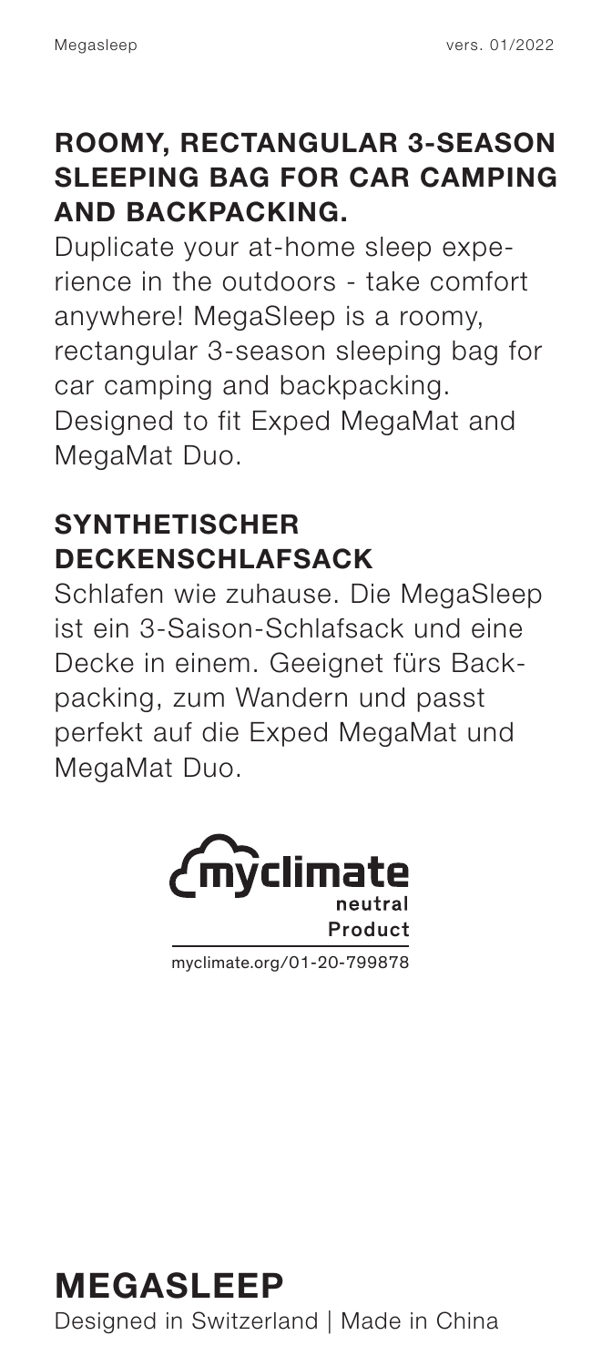## ROOMY, RECTANGULAR 3-SEASON SLEEPING BAG FOR CAR CAMPING AND BACKPACKING.

Duplicate your at-home sleep experience in the outdoors - take comfort anywhere! MegaSleep is a roomy, rectangular 3-season sleeping bag for car camping and backpacking. Designed to fit Exped MegaMat and MegaMat Duo.

## SYNTHETISCHER DECKENSCHLAFSACK

Schlafen wie zuhause. Die MegaSleep ist ein 3-Saison-Schlafsack und eine Decke in einem. Geeignet fürs Backpacking, zum Wandern und passt perfekt auf die Exped MegaMat und MegaMat Duo.

myclimate neutral Product

myclimate.org/01-20-799878

# MEGASLEEP

Designed in Switzerland | Made in China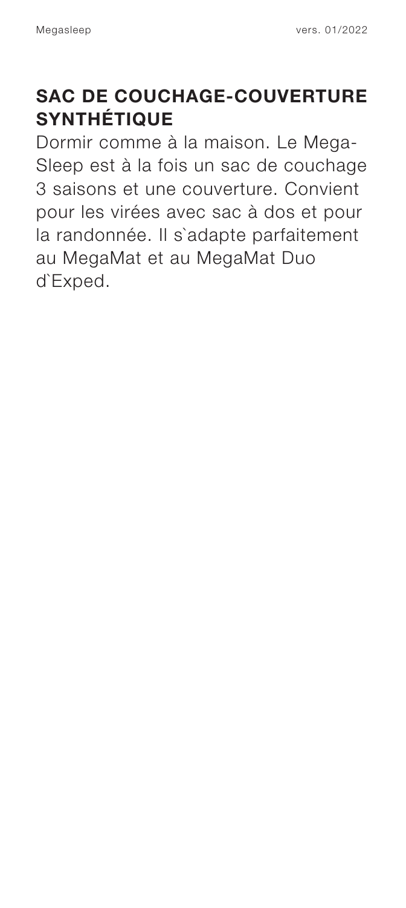## SAC DE COUCHAGE-COUVERTURE SYNTHÉTIQUE

Dormir comme à la maison. Le Mega-Sleep est à la fois un sac de couchage 3 saisons et une couverture. Convient pour les virées avec sac à dos et pour la randonnée. Il s`adapte parfaitement au MegaMat et au MegaMat Duo d`Exped.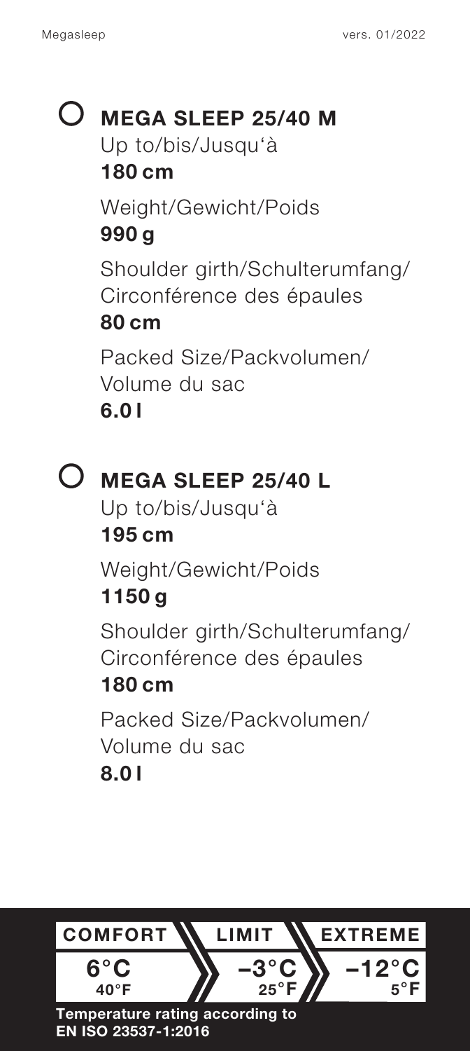## ○ MEGA SLEEP 25/40 M

Up to/bis/Jusqu'à
**180 cm**

Weight/Gewicht/Poids
**990 g**

Shoulder girth/Schulterumfang/ Circonférence des épaules
**80 cm**

Packed Size/Packvolumen/ Volume du sac
**6.0 l**

## ○ MEGA SLEEP 25/40 L

Up to/bis/Jusqu'à
**195 cm**

Weight/Gewicht/Poids
**1150 g**

Shoulder girth/Schulterumfang/ Circonférence des épaules
**180 cm**

Packed Size/Packvolumen/ Volume du sac
**8.0 l**

| COMFORT | LIMIT | EXTREME |
|---|---|---|
| 6°C 40°F | –3°C 25°F | –12°C 5°F |

**Temperature rating according to EN ISO 23537-1:2016**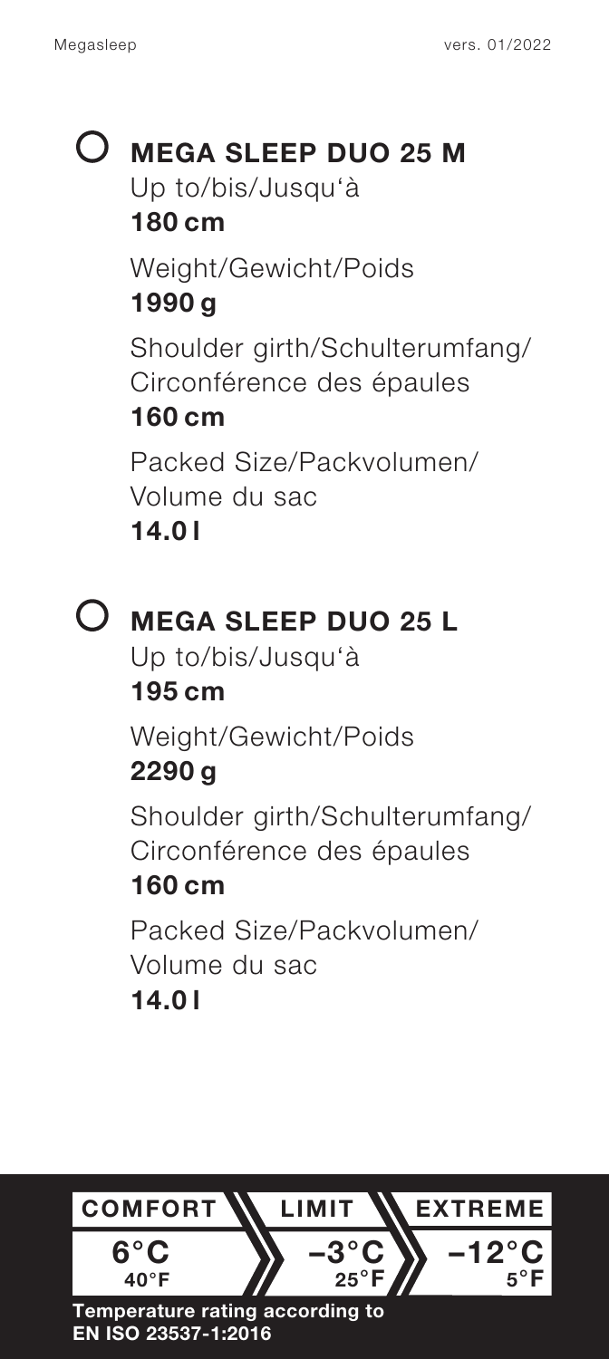## ○ MEGA SLEEP DUO 25 M

Up to/bis/Jusqu'à
**180 cm**

Weight/Gewicht/Poids
**1990 g**

Shoulder girth/Schulterumfang/
Circonférence des épaules
**160 cm**

Packed Size/Packvolumen/
Volume du sac
**14.0 l**

## ○ MEGA SLEEP DUO 25 L

Up to/bis/Jusqu'à
**195 cm**

Weight/Gewicht/Poids
**2290 g**

Shoulder girth/Schulterumfang/
Circonférence des épaules
**160 cm**

Packed Size/Packvolumen/
Volume du sac
**14.0 l**

| COMFORT | LIMIT | EXTREME |
|---|---|---|
| **6°C** 40°F | **−3°C** 25°F | **−12°C** 5°F |

**Temperature rating according to EN ISO 23537-1:2016**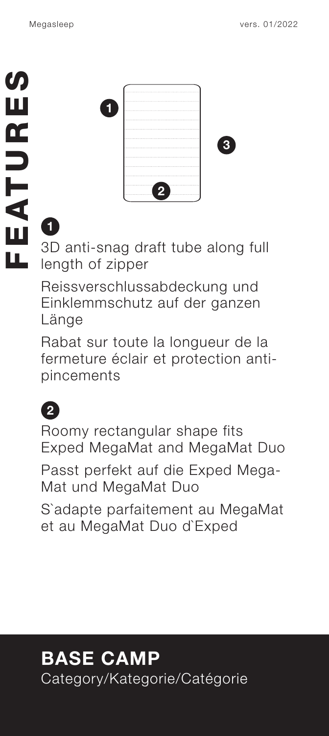# FEATURES

**1**

3D anti-snag draft tube along full length of zipper

Reissverschlussabdeckung und Einklemmschutz auf der ganzen Länge

Rabat sur toute la longueur de la fermeture éclair et protection anti-pincements

**2**

Roomy rectangular shape fits Exped MegaMat and MegaMat Duo

Passt perfekt auf die Exped Mega-Mat und MegaMat Duo

S`adapte parfaitement au MegaMat et au MegaMat Duo d`Exped

## BASE CAMP

Category/Kategorie/Catégorie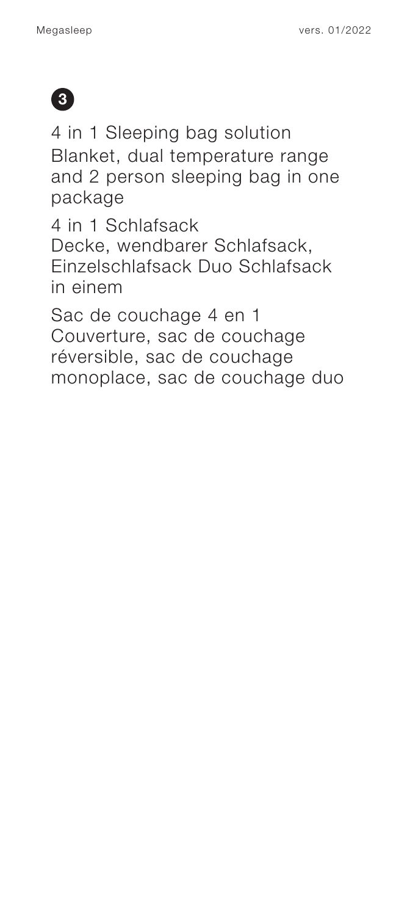**3**

4 in 1 Sleeping bag solution
Blanket, dual temperature range and 2 person sleeping bag in one package

4 in 1 Schlafsack
Decke, wendbarer Schlafsack, Einzelschlafsack Duo Schlafsack in einem

Sac de couchage 4 en 1
Couverture, sac de couchage réversible, sac de couchage monoplace, sac de couchage duo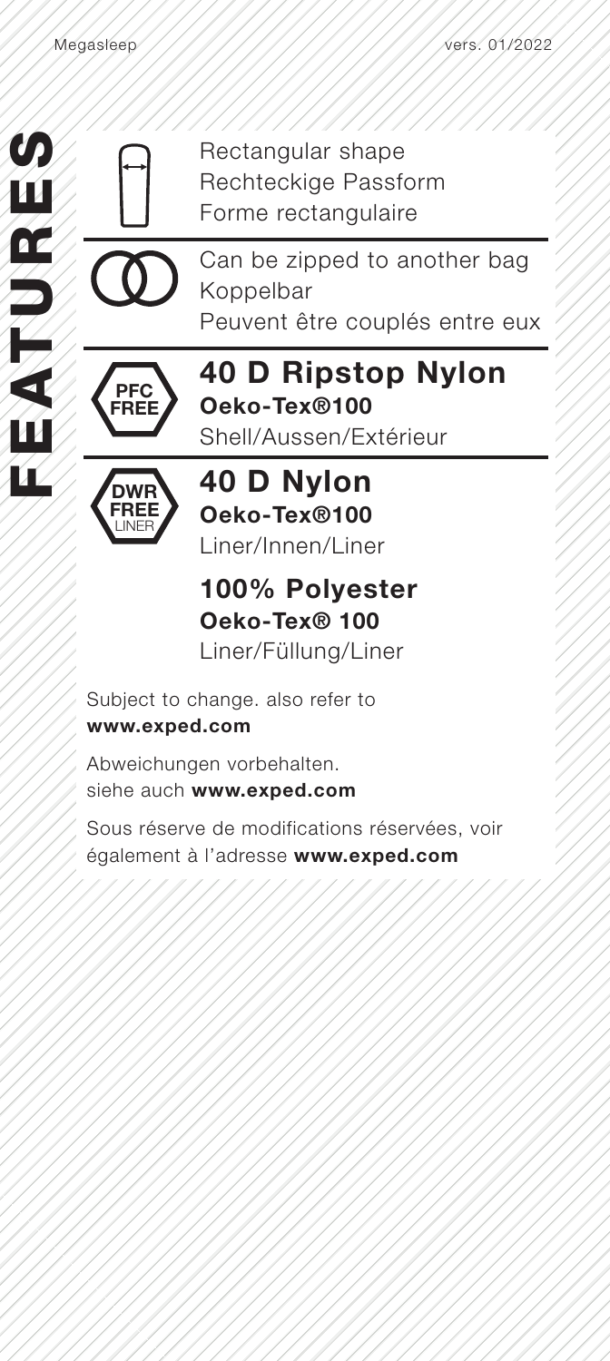# FEATURES

Rectangular shape
Rechteckige Passform
Forme rectangulaire

Can be zipped to another bag
Koppelbar
Peuvent être couplés entre eux

PFC FREE

**40 D Ripstop Nylon**
**Oeko-Tex®100**
Shell/Aussen/Extérieur

DWR FREE LINER

**40 D Nylon**
**Oeko-Tex®100**
Liner/Innen/Liner

**100% Polyester**
**Oeko-Tex® 100**
Liner/Füllung/Liner

Subject to change. also refer to
**www.exped.com**

Abweichungen vorbehalten.
siehe auch **www.exped.com**

Sous réserve de modifications réservées, voir également à l'adresse **www.exped.com**